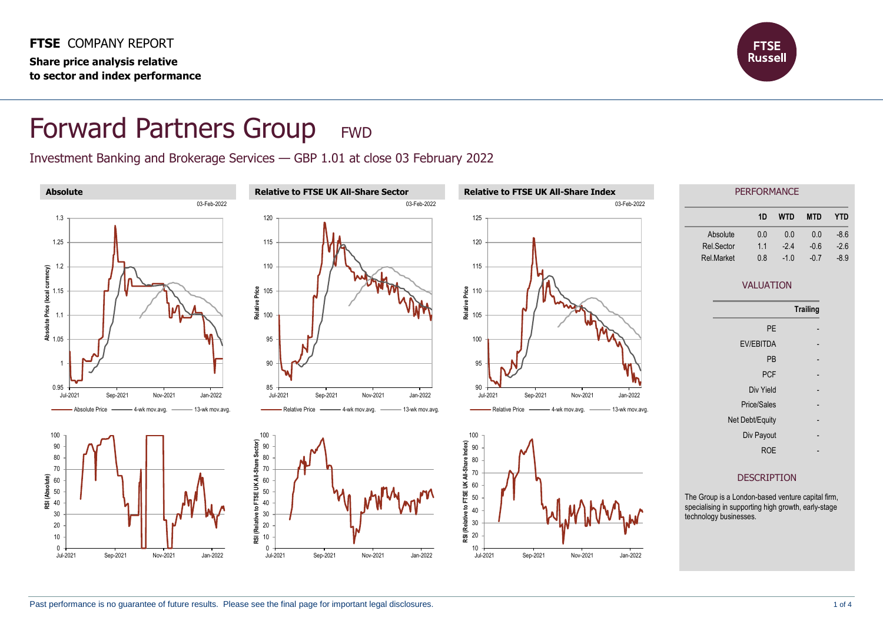**FTSE** COMPANY REPORT

**Share price analysis relative to sector and index performance**

# Forward Partners Group FWD

Investment Banking and Brokerage Services — GBP 1.01 at close 03 February 2022

### Absolute

03-Feb-2022

### Relative to FTSE UK All-Share Sector

03-Feb-2022

### Relative to FTSE UK All-Share Index

03-Feb-2022

## PERFORMANCE

| | 1D | WTD | MTD | YTD |
|---|---|---|---|---|
| Absolute | 0.0 | 0.0 | 0.0 | -8.6 |
| Rel.Sector | 1.1 | -2.4 | -0.6 | -2.6 |
| Rel.Market | 0.8 | -1.0 | -0.7 | -8.9 |

## VALUATION

| | Trailing |
|---|---|
| PE | - |
| EV/EBITDA | - |
| PB | - |
| PCF | - |
| Div Yield | - |
| Price/Sales | - |
| Net Debt/Equity | - |
| Div Payout | - |
| ROE | - |

## DESCRIPTION

The Group is a London-based venture capital firm, specialising in supporting high growth, early-stage technology businesses.

Past performance is no guarantee of future results. Please see the final page for important legal disclosures.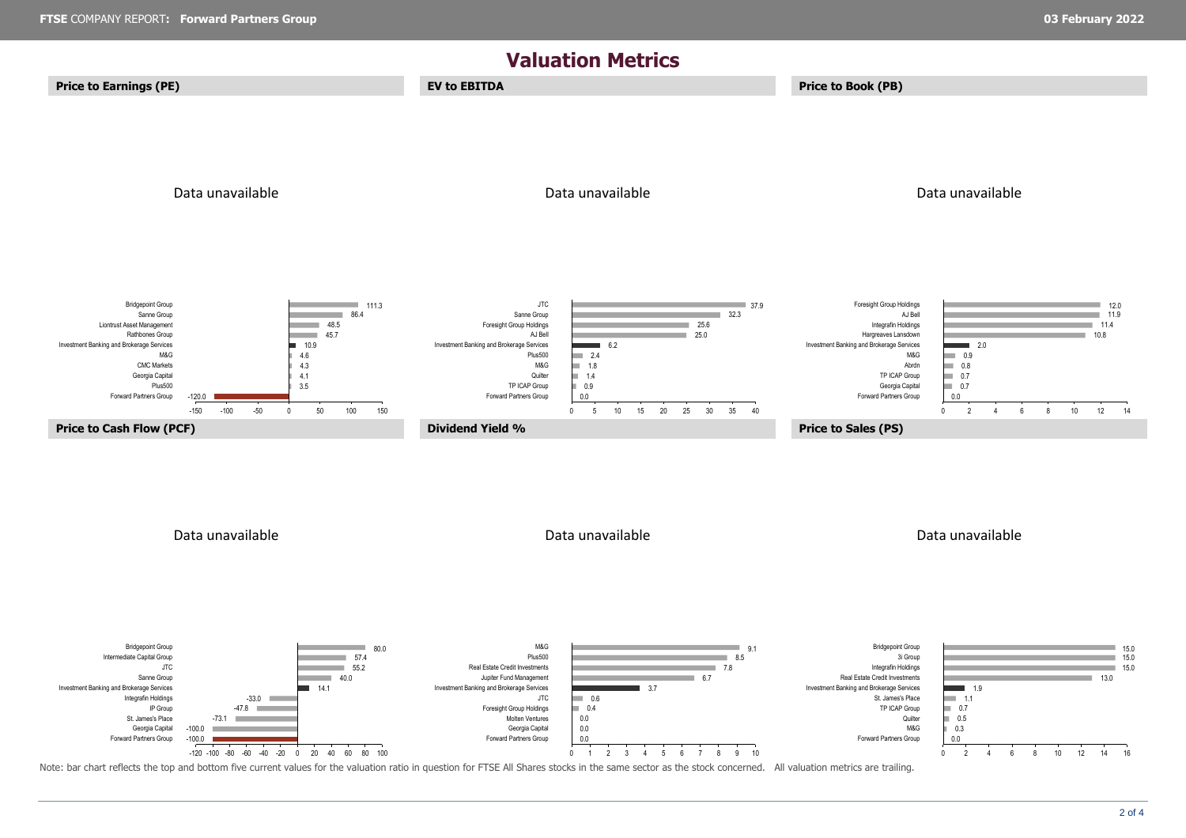# Valuation Metrics

## Price to Earnings (PE)

Data unavailable

| Company | PE |
| --- | --- |
| Bridgepoint Group | 111.3 |
| Sanne Group | 86.4 |
| Liontrust Asset Management | 48.5 |
| Rathbones Group | 45.7 |
| Investment Banking and Brokerage Services | 10.9 |
| M&G | 4.6 |
| CMC Markets | 4.3 |
| Georgia Capital | 4.1 |
| Plus500 | 3.5 |
| Forward Partners Group | -120.0 |

## EV to EBITDA

Data unavailable

| Company | EV to EBITDA |
| --- | --- |
| JTC | 37.9 |
| Sanne Group | 32.3 |
| Foresight Group Holdings | 25.6 |
| AJ Bell | 25.0 |
| Investment Banking and Brokerage Services | 6.2 |
| Plus500 | 2.4 |
| M&G | 1.8 |
| Quilter | 1.4 |
| TP ICAP Group | 0.9 |
| Forward Partners Group | 0.0 |

## Price to Book (PB)

Data unavailable

| Company | PB |
| --- | --- |
| Foresight Group Holdings | 12.0 |
| AJ Bell | 11.9 |
| Integrafin Holdings | 11.4 |
| Hargreaves Lansdown | 10.8 |
| Investment Banking and Brokerage Services | 2.0 |
| M&G | 0.9 |
| Abrdn | 0.8 |
| TP ICAP Group | 0.7 |
| Georgia Capital | 0.7 |
| Forward Partners Group | 0.0 |

## Price to Cash Flow (PCF)

Data unavailable

| Company | PCF |
| --- | --- |
| Bridgepoint Group | 80.0 |
| Intermediate Capital Group | 57.4 |
| JTC | 55.2 |
| Sanne Group | 40.0 |
| Investment Banking and Brokerage Services | 14.1 |
| Integrafin Holdings | -33.0 |
| IP Group | -47.8 |
| St. James's Place | -73.1 |
| Georgia Capital | -100.0 |
| Forward Partners Group | -100.0 |

## Dividend Yield %

Data unavailable

| Company | Dividend Yield % |
| --- | --- |
| M&G | 9.1 |
| Plus500 | 8.5 |
| Real Estate Credit Investments | 7.8 |
| Jupiter Fund Management | 6.7 |
| Investment Banking and Brokerage Services | 3.7 |
| JTC | 0.6 |
| Foresight Group Holdings | 0.4 |
| Molten Ventures | 0.0 |
| Georgia Capital | 0.0 |
| Forward Partners Group | 0.0 |

## Price to Sales (PS)

Data unavailable

| Company | PS |
| --- | --- |
| Bridgepoint Group | 15.0 |
| 3i Group | 15.0 |
| Integrafin Holdings | 15.0 |
| Real Estate Credit Investments | 13.0 |
| Investment Banking and Brokerage Services | 1.9 |
| St. James's Place | 1.1 |
| TP ICAP Group | 0.7 |
| Quilter | 0.5 |
| M&G | 0.3 |
| Forward Partners Group | 0.0 |

Note: bar chart reflects the top and bottom five current values for the valuation ratio in question for FTSE All Shares stocks in the same sector as the stock concerned. All valuation metrics are trailing.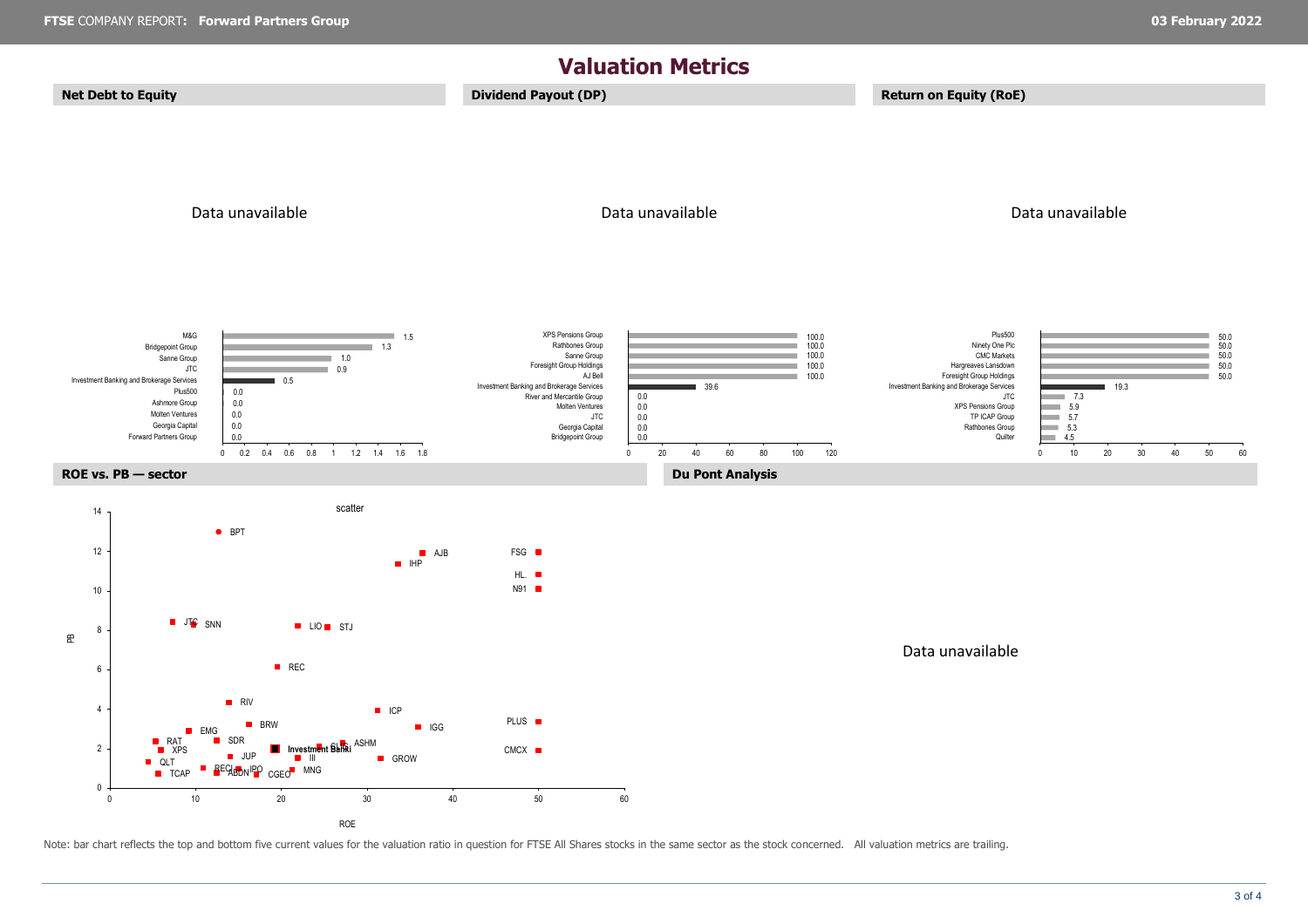# Valuation Metrics

## Net Debt to Equity

Data unavailable

| Company | Value |
|---|---|
| M&G | 1.5 |
| Bridgepoint Group | 1.3 |
| Sanne Group | 1.0 |
| JTC | 0.9 |
| Investment Banking and Brokerage Services | 0.5 |
| Plus500 | 0.0 |
| Ashmore Group | 0.0 |
| Molten Ventures | 0.0 |
| Georgia Capital | 0.0 |
| Forward Partners Group | 0.0 |

## Dividend Payout (DP)

Data unavailable

| Company | Value |
|---|---|
| XPS Pensions Group | 100.0 |
| Rathbones Group | 100.0 |
| Sanne Group | 100.0 |
| Foresight Group Holdings | 100.0 |
| AJ Bell | 100.0 |
| Investment Banking and Brokerage Services | 39.6 |
| River and Mercantile Group | 0.0 |
| Molten Ventures | 0.0 |
| JTC | 0.0 |
| Georgia Capital | 0.0 |
| Bridgepoint Group | 0.0 |

## Return on Equity (RoE)

Data unavailable

| Company | Value |
|---|---|
| Plus500 | 50.0 |
| Ninety One Plc | 50.0 |
| CMC Markets | 50.0 |
| Hargreaves Lansdown | 50.0 |
| Foresight Group Holdings | 50.0 |
| Investment Banking and Brokerage Services | 19.3 |
| JTC | 7.3 |
| XPS Pensions Group | 5.9 |
| TP ICAP Group | 5.7 |
| Rathbones Group | 5.3 |
| Quilter | 4.5 |

## ROE vs. PB — sector

scatter

PB vs ROE: BPT, AJB, IHP, FSG, HL., N91, JTC, SNN, LIO, STJ, REC, RIV, ICP, BRW, IGG, PLUS, EMG, RAT, SDR, XPS, JUP, Investment Banki, CLIG, ASHM, CMCX, III, GROW, QLT, RECI, ABDN, IPO, CGEO, MNG, TCAP

## Du Pont Analysis

Data unavailable

Note: bar chart reflects the top and bottom five current values for the valuation ratio in question for FTSE All Shares stocks in the same sector as the stock concerned. All valuation metrics are trailing.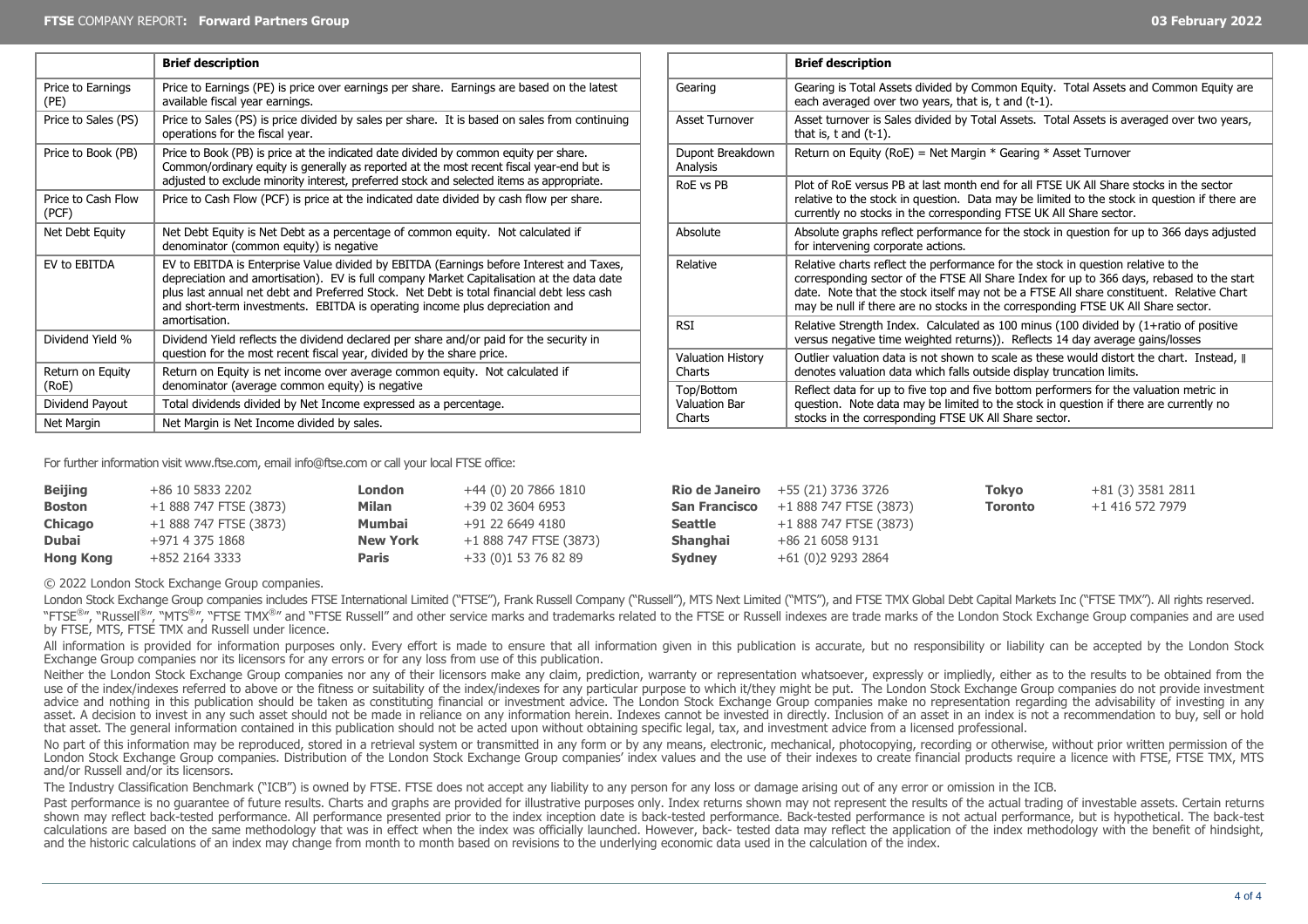| | Brief description |
|---|---|
| Price to Earnings (PE) | Price to Earnings (PE) is price over earnings per share. Earnings are based on the latest available fiscal year earnings. |
| Price to Sales (PS) | Price to Sales (PS) is price divided by sales per share. It is based on sales from continuing operations for the fiscal year. |
| Price to Book (PB) | Price to Book (PB) is price at the indicated date divided by common equity per share. Common/ordinary equity is generally as reported at the most recent fiscal year-end but is adjusted to exclude minority interest, preferred stock and selected items as appropriate. |
| Price to Cash Flow (PCF) | Price to Cash Flow (PCF) is price at the indicated date divided by cash flow per share. |
| Net Debt Equity | Net Debt Equity is Net Debt as a percentage of common equity. Not calculated if denominator (common equity) is negative |
| EV to EBITDA | EV to EBITDA is Enterprise Value divided by EBITDA (Earnings before Interest and Taxes, depreciation and amortisation). EV is full company Market Capitalisation at the data date plus last annual net debt and Preferred Stock. Net Debt is total financial debt less cash and short-term investments. EBITDA is operating income plus depreciation and amortisation. |
| Dividend Yield % | Dividend Yield reflects the dividend declared per share and/or paid for the security in question for the most recent fiscal year, divided by the share price. |
| Return on Equity (RoE) | Return on Equity is net income over average common equity. Not calculated if denominator (average common equity) is negative |
| Dividend Payout | Total dividends divided by Net Income expressed as a percentage. |
| Net Margin | Net Margin is Net Income divided by sales. |

| | Brief description |
|---|---|
| Gearing | Gearing is Total Assets divided by Common Equity. Total Assets and Common Equity are each averaged over two years, that is, t and (t-1). |
| Asset Turnover | Asset turnover is Sales divided by Total Assets. Total Assets is averaged over two years, that is, t and (t-1). |
| Dupont Breakdown Analysis | Return on Equity (RoE) = Net Margin * Gearing * Asset Turnover |
| RoE vs PB | Plot of RoE versus PB at last month end for all FTSE UK All Share stocks in the sector relative to the stock in question. Data may be limited to the stock in question if there are currently no stocks in the corresponding FTSE UK All Share sector. |
| Absolute | Absolute graphs reflect performance for the stock in question for up to 366 days adjusted for intervening corporate actions. |
| Relative | Relative charts reflect the performance for the stock in question relative to the corresponding sector of the FTSE All Share Index for up to 366 days, rebased to the start date. Note that the stock itself may not be a FTSE All share constituent. Relative Chart may be null if there are no stocks in the corresponding FTSE UK All Share sector. |
| RSI | Relative Strength Index. Calculated as 100 minus (100 divided by (1+ratio of positive versus negative time weighted returns)). Reflects 14 day average gains/losses |
| Valuation History Charts | Outlier valuation data is not shown to scale as these would distort the chart. Instead, ‖ denotes valuation data which falls outside display truncation limits. |
| Top/Bottom Valuation Bar Charts | Reflect data for up to five top and five bottom performers for the valuation metric in question. Note data may be limited to the stock in question if there are currently no stocks in the corresponding FTSE UK All Share sector. |

For further information visit www.ftse.com, email info@ftse.com or call your local FTSE office:

| | | | | | | | |
|---|---|---|---|---|---|---|---|
| **Beijing** | +86 10 5833 2202 | **London** | +44 (0) 20 7866 1810 | **Rio de Janeiro** | +55 (21) 3736 3726 | **Tokyo** | +81 (3) 3581 2811 |
| **Boston** | +1 888 747 FTSE (3873) | **Milan** | +39 02 3604 6953 | **San Francisco** | +1 888 747 FTSE (3873) | **Toronto** | +1 416 572 7979 |
| **Chicago** | +1 888 747 FTSE (3873) | **Mumbai** | +91 22 6649 4180 | **Seattle** | +1 888 747 FTSE (3873) | | |
| **Dubai** | +971 4 375 1868 | **New York** | +1 888 747 FTSE (3873) | **Shanghai** | +86 21 6058 9131 | | |
| **Hong Kong** | +852 2164 3333 | **Paris** | +33 (0)1 53 76 82 89 | **Sydney** | +61 (0)2 9293 2864 | | |

© 2022 London Stock Exchange Group companies.

London Stock Exchange Group companies includes FTSE International Limited ("FTSE"), Frank Russell Company ("Russell"), MTS Next Limited ("MTS"), and FTSE TMX Global Debt Capital Markets Inc ("FTSE TMX"). All rights reserved. "FTSE®", "Russell®", "MTS®", "FTSE TMX®" and "FTSE Russell" and other service marks and trademarks related to the FTSE or Russell indexes are trade marks of the London Stock Exchange Group companies and are used by FTSE, MTS, FTSE TMX and Russell under licence.

All information is provided for information purposes only. Every effort is made to ensure that all information given in this publication is accurate, but no responsibility or liability can be accepted by the London Stock Exchange Group companies nor its licensors for any errors or for any loss from use of this publication.

Neither the London Stock Exchange Group companies nor any of their licensors make any claim, prediction, warranty or representation whatsoever, expressly or impliedly, either as to the results to be obtained from the use of the index/indexes referred to above or the fitness or suitability of the index/indexes for any particular purpose to which it/they might be put. The London Stock Exchange Group companies do not provide investment advice and nothing in this publication should be taken as constituting financial or investment advice. The London Stock Exchange Group companies make no representation regarding the advisability of investing in any asset. A decision to invest in any such asset should not be made in reliance on any information herein. Indexes cannot be invested in directly. Inclusion of an asset in an index is not a recommendation to buy, sell or hold that asset. The general information contained in this publication should not be acted upon without obtaining specific legal, tax, and investment advice from a licensed professional.

No part of this information may be reproduced, stored in a retrieval system or transmitted in any form or by any means, electronic, mechanical, photocopying, recording or otherwise, without prior written permission of the London Stock Exchange Group companies. Distribution of the London Stock Exchange Group companies' index values and the use of their indexes to create financial products require a licence with FTSE, FTSE TMX, MTS and/or Russell and/or its licensors.

The Industry Classification Benchmark ("ICB") is owned by FTSE. FTSE does not accept any liability to any person for any loss or damage arising out of any error or omission in the ICB.

Past performance is no guarantee of future results. Charts and graphs are provided for illustrative purposes only. Index returns shown may not represent the results of the actual trading of investable assets. Certain returns shown may reflect back-tested performance. All performance presented prior to the index inception date is back-tested performance. Back-tested performance is not actual performance, but is hypothetical. The back-test calculations are based on the same methodology that was in effect when the index was officially launched. However, back- tested data may reflect the application of the index methodology with the benefit of hindsight, and the historic calculations of an index may change from month to month based on revisions to the underlying economic data used in the calculation of the index.